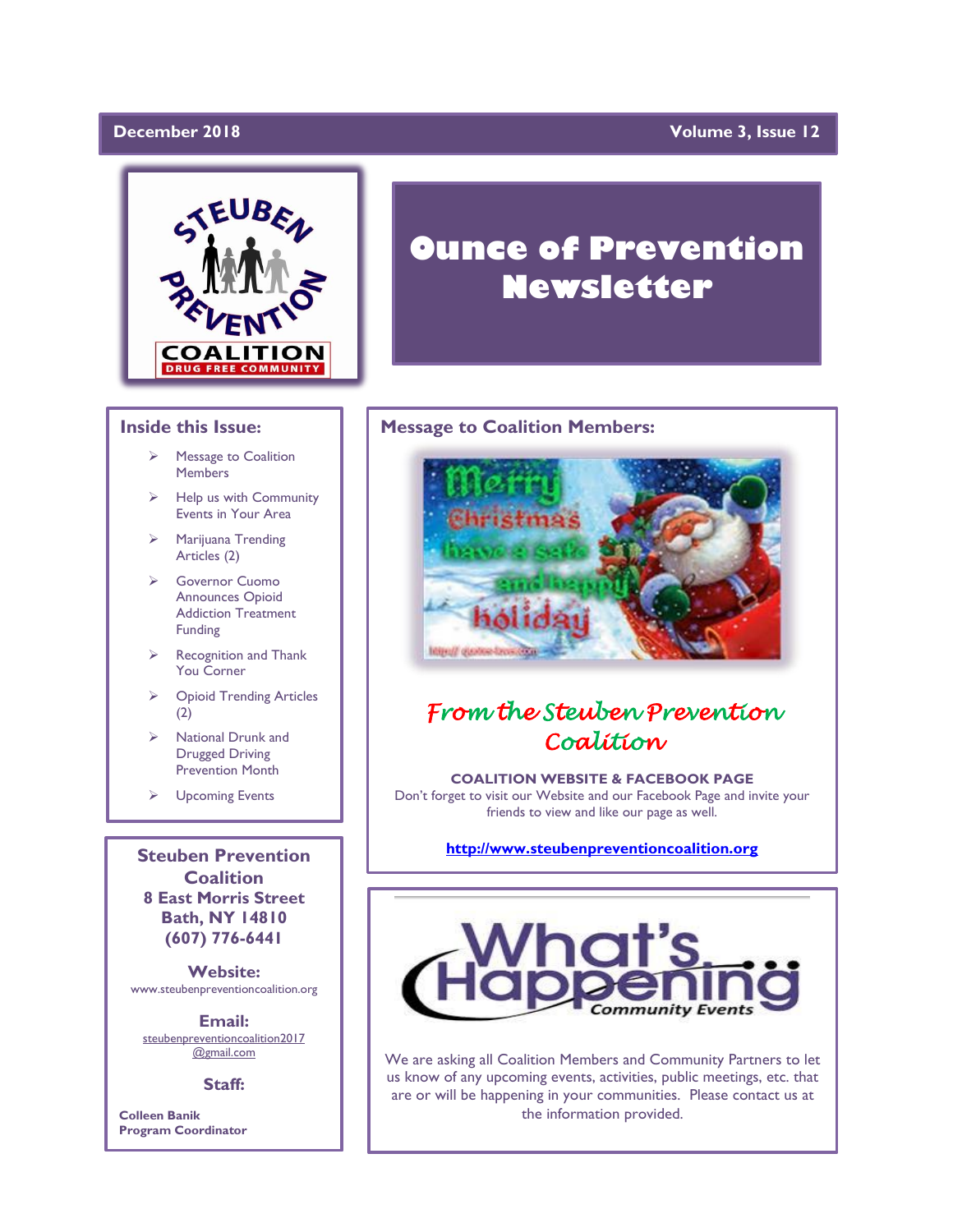December 2018 | Volume 3, Issue 12

# Ounce of Prevention Newsletter

## Inside this Issue:

- Message to Coalition Members
- Help us with Community Events in Your Area
- Marijuana Trending Articles (2)
- Governor Cuomo Announces Opioid Addiction Treatment Funding
- Recognition and Thank You Corner
- Opioid Trending Articles (2)
- National Drunk and Drugged Driving Prevention Month
- Upcoming Events

**Steuben Prevention Coalition**
**8 East Morris Street**
**Bath, NY 14810**
**(607) 776-6441**

**Website:**
www.steubenpreventioncoalition.org

**Email:**
steubenpreventioncoalition2017@gmail.com

**Staff:**

**Colleen Banik**
**Program Coordinator**

## Message to Coalition Members:

Merry Christmas have a safe and happy holiday

*From the Steuben Prevention Coalition*

**COALITION WEBSITE & FACEBOOK PAGE**

Don't forget to visit our Website and our Facebook Page and invite your friends to view and like our page as well.

http://www.steubenpreventioncoalition.org

## What's Happening — Community Events

We are asking all Coalition Members and Community Partners to let us know of any upcoming events, activities, public meetings, etc. that are or will be happening in your communities. Please contact us at the information provided.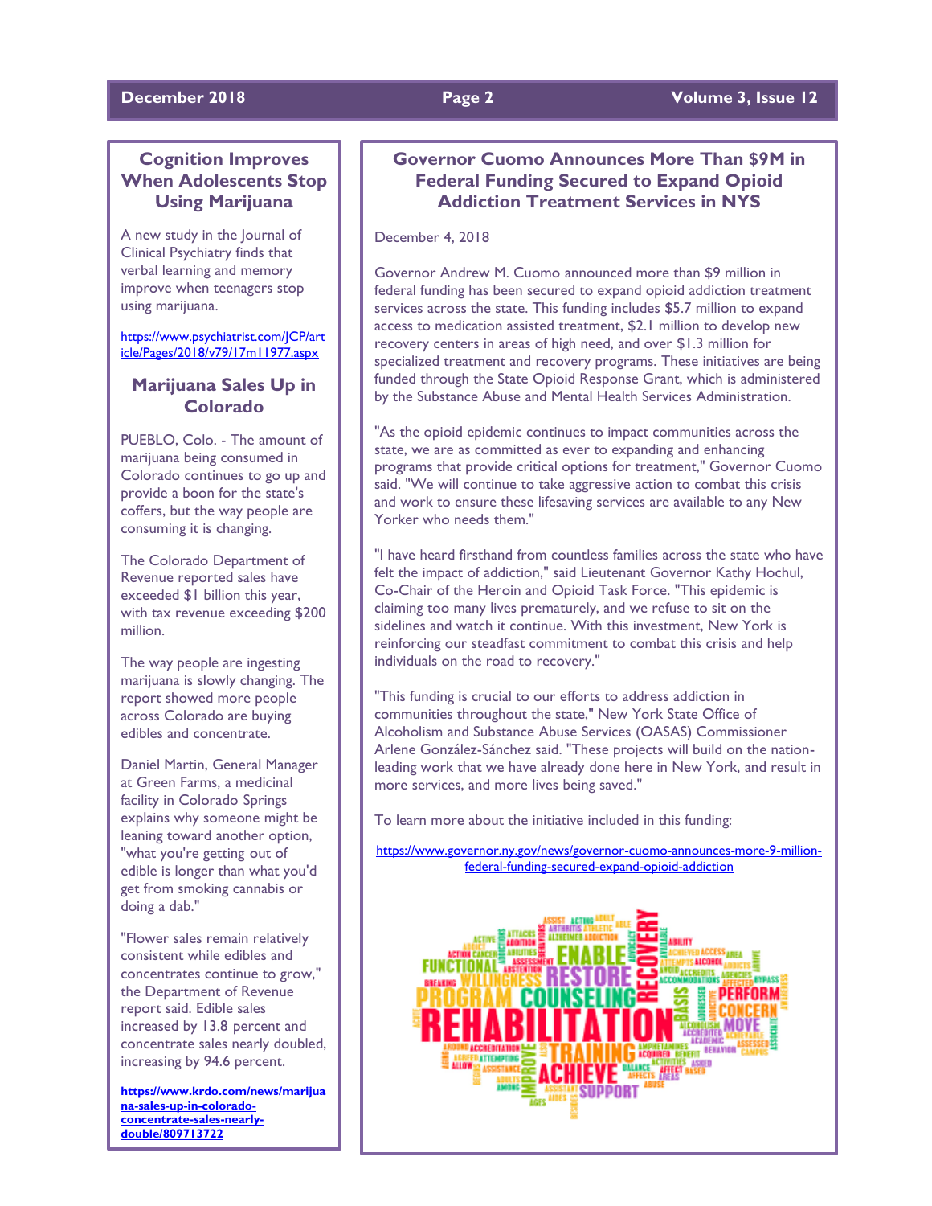## Cognition Improves When Adolescents Stop Using Marijuana

A new study in the Journal of Clinical Psychiatry finds that verbal learning and memory improve when teenagers stop using marijuana.

https://www.psychiatrist.com/JCP/article/Pages/2018/v79/17m11977.aspx

## Marijuana Sales Up in Colorado

PUEBLO, Colo. - The amount of marijuana being consumed in Colorado continues to go up and provide a boon for the state's coffers, but the way people are consuming it is changing.

The Colorado Department of Revenue reported sales have exceeded $1 billion this year, with tax revenue exceeding $200 million.

The way people are ingesting marijuana is slowly changing. The report showed more people across Colorado are buying edibles and concentrate.

Daniel Martin, General Manager at Green Farms, a medicinal facility in Colorado Springs explains why someone might be leaning toward another option, "what you're getting out of edible is longer than what you'd get from smoking cannabis or doing a dab."

"Flower sales remain relatively consistent while edibles and concentrates continue to grow," the Department of Revenue report said. Edible sales increased by 13.8 percent and concentrate sales nearly doubled, increasing by 94.6 percent.

**https://www.krdo.com/news/marijuana-sales-up-in-colorado-concentrate-sales-nearly-double/809713722**

## Governor Cuomo Announces More Than $9M in Federal Funding Secured to Expand Opioid Addiction Treatment Services in NYS

December 4, 2018

Governor Andrew M. Cuomo announced more than $9 million in federal funding has been secured to expand opioid addiction treatment services across the state. This funding includes $5.7 million to expand access to medication assisted treatment, $2.1 million to develop new recovery centers in areas of high need, and over $1.3 million for specialized treatment and recovery programs. These initiatives are being funded through the State Opioid Response Grant, which is administered by the Substance Abuse and Mental Health Services Administration.

"As the opioid epidemic continues to impact communities across the state, we are as committed as ever to expanding and enhancing programs that provide critical options for treatment," Governor Cuomo said. "We will continue to take aggressive action to combat this crisis and work to ensure these lifesaving services are available to any New Yorker who needs them."

"I have heard firsthand from countless families across the state who have felt the impact of addiction," said Lieutenant Governor Kathy Hochul, Co-Chair of the Heroin and Opioid Task Force. "This epidemic is claiming too many lives prematurely, and we refuse to sit on the sidelines and watch it continue. With this investment, New York is reinforcing our steadfast commitment to combat this crisis and help individuals on the road to recovery."

"This funding is crucial to our efforts to address addiction in communities throughout the state," New York State Office of Alcoholism and Substance Abuse Services (OASAS) Commissioner Arlene González-Sánchez said. "These projects will build on the nation-leading work that we have already done here in New York, and result in more services, and more lives being saved."

To learn more about the initiative included in this funding:

https://www.governor.ny.gov/news/governor-cuomo-announces-more-9-million-federal-funding-secured-expand-opioid-addiction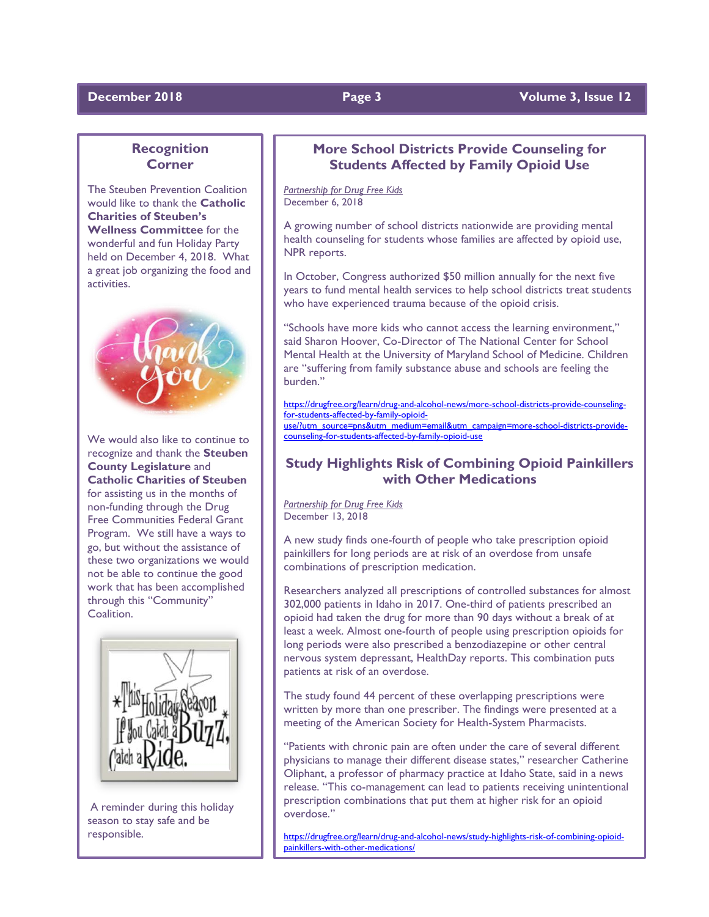## Recognition Corner

The Steuben Prevention Coalition would like to thank the **Catholic Charities of Steuben's Wellness Committee** for the wonderful and fun Holiday Party held on December 4, 2018. What a great job organizing the food and activities.

We would also like to continue to recognize and thank the **Steuben County Legislature** and **Catholic Charities of Steuben** for assisting us in the months of non-funding through the Drug Free Communities Federal Grant Program. We still have a ways to go, but without the assistance of these two organizations we would not be able to continue the good work that has been accomplished through this "Community" Coalition.

A reminder during this holiday season to stay safe and be responsible.

## More School Districts Provide Counseling for Students Affected by Family Opioid Use

*Partnership for Drug Free Kids*
December 6, 2018

A growing number of school districts nationwide are providing mental health counseling for students whose families are affected by opioid use, NPR reports.

In October, Congress authorized $50 million annually for the next five years to fund mental health services to help school districts treat students who have experienced trauma because of the opioid crisis.

"Schools have more kids who cannot access the learning environment," said Sharon Hoover, Co-Director of The National Center for School Mental Health at the University of Maryland School of Medicine. Children are "suffering from family substance abuse and schools are feeling the burden."

https://drugfree.org/learn/drug-and-alcohol-news/more-school-districts-provide-counseling-for-students-affected-by-family-opioid-use/?utm_source=pns&utm_medium=email&utm_campaign=more-school-districts-provide-counseling-for-students-affected-by-family-opioid-use

## Study Highlights Risk of Combining Opioid Painkillers with Other Medications

*Partnership for Drug Free Kids*
December 13, 2018

A new study finds one-fourth of people who take prescription opioid painkillers for long periods are at risk of an overdose from unsafe combinations of prescription medication.

Researchers analyzed all prescriptions of controlled substances for almost 302,000 patients in Idaho in 2017. One-third of patients prescribed an opioid had taken the drug for more than 90 days without a break of at least a week. Almost one-fourth of people using prescription opioids for long periods were also prescribed a benzodiazepine or other central nervous system depressant, HealthDay reports. This combination puts patients at risk of an overdose.

The study found 44 percent of these overlapping prescriptions were written by more than one prescriber. The findings were presented at a meeting of the American Society for Health-System Pharmacists.

"Patients with chronic pain are often under the care of several different physicians to manage their different disease states," researcher Catherine Oliphant, a professor of pharmacy practice at Idaho State, said in a news release. "This co-management can lead to patients receiving unintentional prescription combinations that put them at higher risk for an opioid overdose."

https://drugfree.org/learn/drug-and-alcohol-news/study-highlights-risk-of-combining-opioid-painkillers-with-other-medications/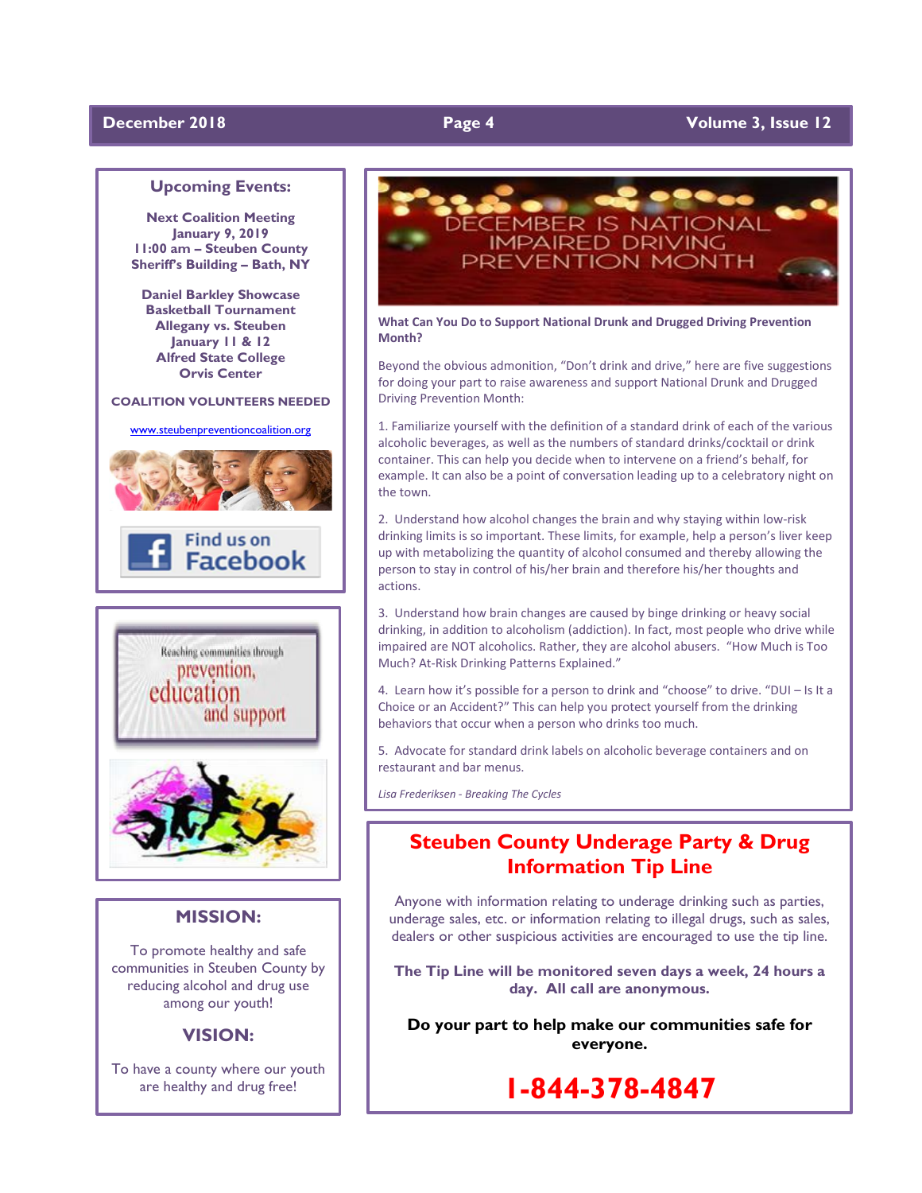## Upcoming Events:

**Next Coalition Meeting**
**January 9, 2019**
**11:00 am – Steuben County Sheriff's Building – Bath, NY**

**Daniel Barkley Showcase Basketball Tournament**
**Allegany vs. Steuben**
**January 11 & 12**
**Alfred State College**
**Orvis Center**

**COALITION VOLUNTEERS NEEDED**

www.steubenpreventioncoalition.org

Find us on Facebook

Reaching communities through prevention, education and support

## MISSION:

To promote healthy and safe communities in Steuben County by reducing alcohol and drug use among our youth!

## VISION:

To have a county where our youth are healthy and drug free!

# DECEMBER IS NATIONAL IMPAIRED DRIVING PREVENTION MONTH

**What Can You Do to Support National Drunk and Drugged Driving Prevention Month?**

Beyond the obvious admonition, "Don't drink and drive," here are five suggestions for doing your part to raise awareness and support National Drunk and Drugged Driving Prevention Month:

1. Familiarize yourself with the definition of a standard drink of each of the various alcoholic beverages, as well as the numbers of standard drinks/cocktail or drink container. This can help you decide when to intervene on a friend's behalf, for example. It can also be a point of conversation leading up to a celebratory night on the town.

2. Understand how alcohol changes the brain and why staying within low-risk drinking limits is so important. These limits, for example, help a person's liver keep up with metabolizing the quantity of alcohol consumed and thereby allowing the person to stay in control of his/her brain and therefore his/her thoughts and actions.

3. Understand how brain changes are caused by binge drinking or heavy social drinking, in addition to alcoholism (addiction). In fact, most people who drive while impaired are NOT alcoholics. Rather, they are alcohol abusers. "How Much is Too Much? At-Risk Drinking Patterns Explained."

4. Learn how it's possible for a person to drink and "choose" to drive. "DUI – Is It a Choice or an Accident?" This can help you protect yourself from the drinking behaviors that occur when a person who drinks too much.

5. Advocate for standard drink labels on alcoholic beverage containers and on restaurant and bar menus.

*Lisa Frederiksen - Breaking The Cycles*

## Steuben County Underage Party & Drug Information Tip Line

Anyone with information relating to underage drinking such as parties, underage sales, etc. or information relating to illegal drugs, such as sales, dealers or other suspicious activities are encouraged to use the tip line.

**The Tip Line will be monitored seven days a week, 24 hours a day. All call are anonymous.**

**Do your part to help make our communities safe for everyone.**

**1-844-378-4847**